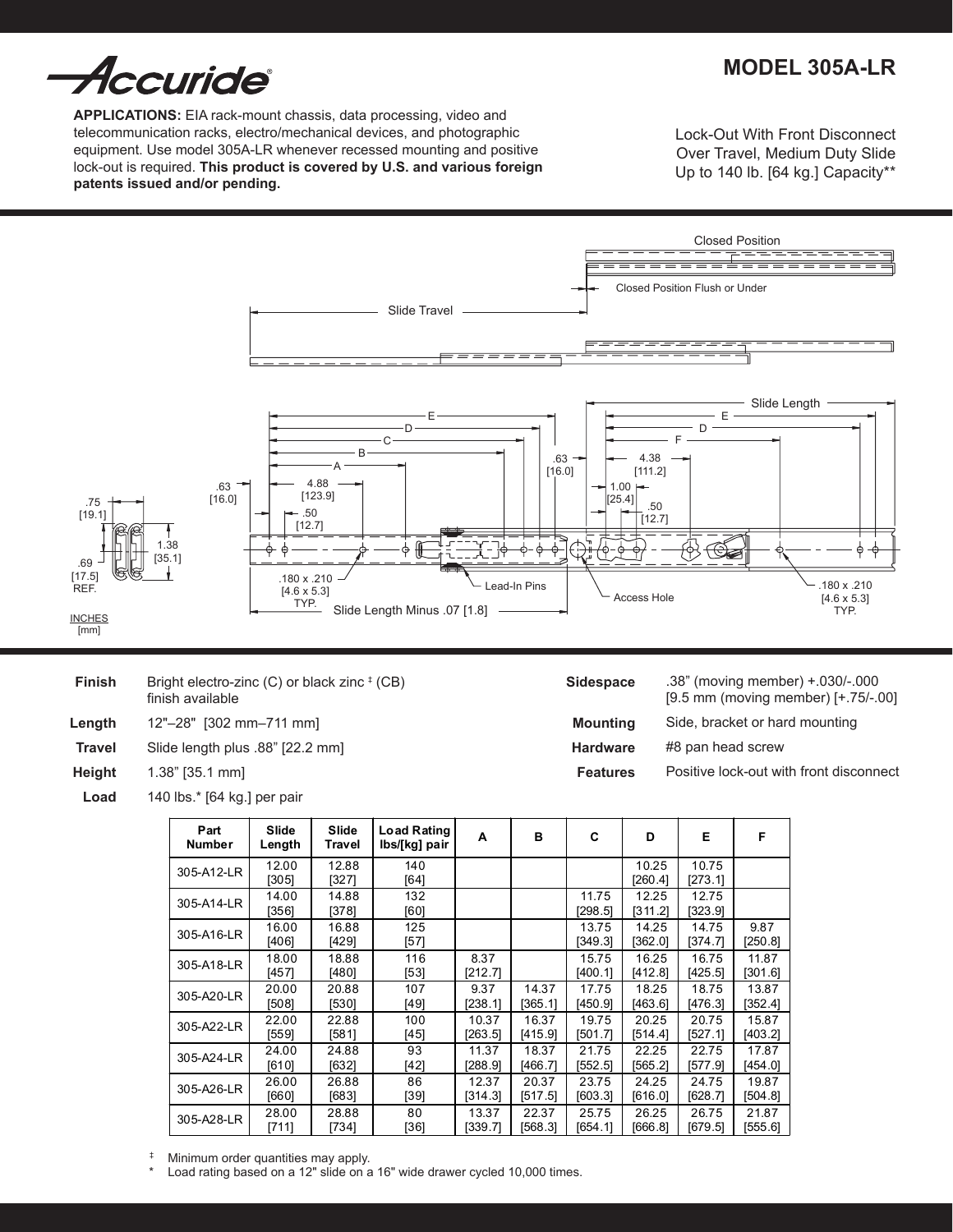Accuride®

# MODEL 305A-LR

**APPLICATIONS:** EIA rack-mount chassis, data processing, video and telecommunication racks, electro/mechanical devices, and photographic equipment. Use model 305A-LR whenever recessed mounting and positive lock-out is required. **This product is covered by U.S. and various foreign patents issued and/or pending.**

Lock-Out With Front Disconnect
Over Travel, Medium Duty Slide
Up to 140 lb. [64 kg.] Capacity**

Closed Position

Closed Position Flush or Under

Slide Travel

Slide Length

E D C B A .63 [16.0] 4.88 [123.9] .50 [12.7] .63 [16.0] 4.38 [111.2] 1.00 [25.4] .50 [12.7] E D F

.75 [19.1] 1.38 [35.1] .69 [17.5] REF.

INCHES
[mm]

.180 x .210 [4.6 x 5.3] TYP.

Lead-In Pins

Access Hole

.180 x .210 [4.6 x 5.3] TYP.

Slide Length Minus .07 [1.8]

| | |
|---|---|
| **Finish** | Bright electro-zinc (C) or black zinc ‡ (CB) finish available |
| **Length** | 12"–28" [302 mm–711 mm] |
| **Travel** | Slide length plus .88" [22.2 mm] |
| **Height** | 1.38" [35.1 mm] |
| **Load** | 140 lbs.* [64 kg.] per pair |
| **Sidespace** | .38" (moving member) +.030/-.000 [9.5 mm (moving member) [+.75/-.00] |
| **Mounting** | Side, bracket or hard mounting |
| **Hardware** | #8 pan head screw |
| **Features** | Positive lock-out with front disconnect |

| Part Number | Slide Length | Slide Travel | Load Rating lbs/[kg] pair | A | B | C | D | E | F |
|---|---|---|---|---|---|---|---|---|---|
| 305-A12-LR | 12.00 [305] | 12.88 [327] | 140 [64] | | | | 10.25 [260.4] | 10.75 [273.1] | |
| 305-A14-LR | 14.00 [356] | 14.88 [378] | 132 [60] | | | 11.75 [298.5] | 12.25 [311.2] | 12.75 [323.9] | |
| 305-A16-LR | 16.00 [406] | 16.88 [429] | 125 [57] | | | 13.75 [349.3] | 14.25 [362.0] | 14.75 [374.7] | 9.87 [250.8] |
| 305-A18-LR | 18.00 [457] | 18.88 [480] | 116 [53] | 8.37 [212.7] | | 15.75 [400.1] | 16.25 [412.8] | 16.75 [425.5] | 11.87 [301.6] |
| 305-A20-LR | 20.00 [508] | 20.88 [530] | 107 [49] | 9.37 [238.1] | 14.37 [365.1] | 17.75 [450.9] | 18.25 [463.6] | 18.75 [476.3] | 13.87 [352.4] |
| 305-A22-LR | 22.00 [559] | 22.88 [581] | 100 [45] | 10.37 [263.5] | 16.37 [415.9] | 19.75 [501.7] | 20.25 [514.4] | 20.75 [527.1] | 15.87 [403.2] |
| 305-A24-LR | 24.00 [610] | 24.88 [632] | 93 [42] | 11.37 [288.9] | 18.37 [466.7] | 21.75 [552.5] | 22.25 [565.2] | 22.75 [577.9] | 17.87 [454.0] |
| 305-A26-LR | 26.00 [660] | 26.88 [683] | 86 [39] | 12.37 [314.3] | 20.37 [517.5] | 23.75 [603.3] | 24.25 [616.0] | 24.75 [628.7] | 19.87 [504.8] |
| 305-A28-LR | 28.00 [711] | 28.88 [734] | 80 [36] | 13.37 [339.7] | 22.37 [568.3] | 25.75 [654.1] | 26.25 [666.8] | 26.75 [679.5] | 21.87 [555.6] |

‡ Minimum order quantities may apply.
\* Load rating based on a 12" slide on a 16" wide drawer cycled 10,000 times.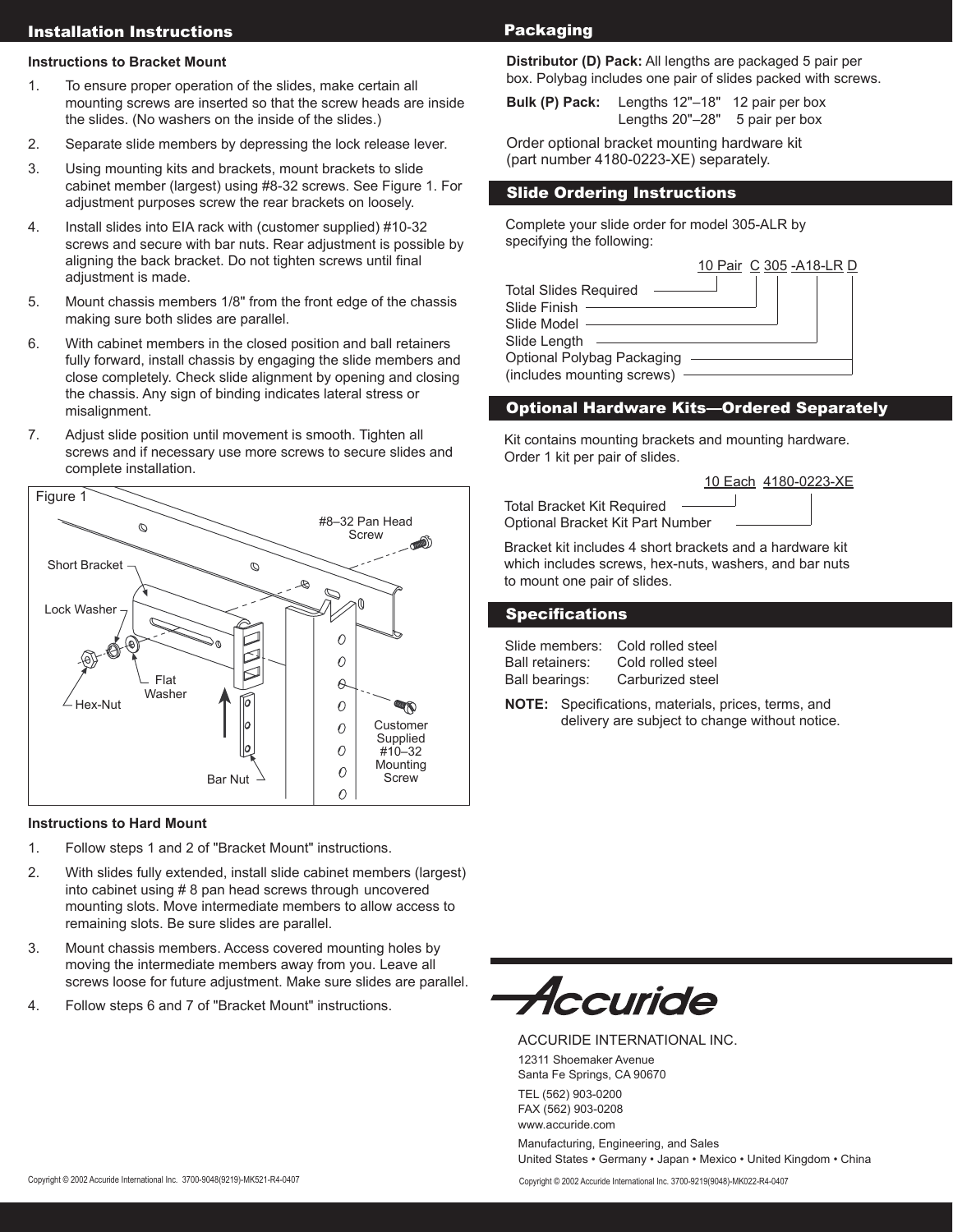## Installation Instructions

### Instructions to Bracket Mount

1. To ensure proper operation of the slides, make certain all mounting screws are inserted so that the screw heads are inside the slides. (No washers on the inside of the slides.)
2. Separate slide members by depressing the lock release lever.
3. Using mounting kits and brackets, mount brackets to slide cabinet member (largest) using #8-32 screws. See Figure 1. For adjustment purposes screw the rear brackets on loosely.
4. Install slides into EIA rack with (customer supplied) #10-32 screws and secure with bar nuts. Rear adjustment is possible by aligning the back bracket. Do not tighten screws until final adjustment is made.
5. Mount chassis members 1/8" from the front edge of the chassis making sure both slides are parallel.
6. With cabinet members in the closed position and ball retainers fully forward, install chassis by engaging the slide members and close completely. Check slide alignment by opening and closing the chassis. Any sign of binding indicates lateral stress or misalignment.
7. Adjust slide position until movement is smooth. Tighten all screws and if necessary use more screws to secure slides and complete installation.

Figure 1

Short Bracket
Lock Washer
Flat Washer
Hex-Nut
Bar Nut
#8–32 Pan Head Screw
Customer Supplied #10–32 Mounting Screw

### Instructions to Hard Mount

1. Follow steps 1 and 2 of "Bracket Mount" instructions.
2. With slides fully extended, install slide cabinet members (largest) into cabinet using # 8 pan head screws through uncovered mounting slots. Move intermediate members to allow access to remaining slots. Be sure slides are parallel.
3. Mount chassis members. Access covered mounting holes by moving the intermediate members away from you. Leave all screws loose for future adjustment. Make sure slides are parallel.
4. Follow steps 6 and 7 of "Bracket Mount" instructions.

Copyright © 2002 Accuride International Inc. 3700-9048(9219)-MK521-R4-0407

## Packaging

**Distributor (D) Pack:** All lengths are packaged 5 pair per box. Polybag includes one pair of slides packed with screws.

| | | |
|---|---|---|
| **Bulk (P) Pack:** | Lengths 12"–18" | 12 pair per box |
| | Lengths 20"–28" | 5 pair per box |

Order optional bracket mounting hardware kit (part number 4180-0223-XE) separately.

## Slide Ordering Instructions

Complete your slide order for model 305-ALR by specifying the following:

10 Pair C 305 -A18-LR D

- Total Slides Required
- Slide Finish
- Slide Model
- Slide Length
- Optional Polybag Packaging (includes mounting screws)

## Optional Hardware Kits—Ordered Separately

Kit contains mounting brackets and mounting hardware. Order 1 kit per pair of slides.

10 Each 4180-0223-XE

- Total Bracket Kit Required
- Optional Bracket Kit Part Number

Bracket kit includes 4 short brackets and a hardware kit which includes screws, hex-nuts, washers, and bar nuts to mount one pair of slides.

## Specifications

| | |
|---|---|
| Slide members: | Cold rolled steel |
| Ball retainers: | Cold rolled steel |
| Ball bearings: | Carburized steel |

**NOTE:** Specifications, materials, prices, terms, and delivery are subject to change without notice.

Accuride

ACCURIDE INTERNATIONAL INC.
12311 Shoemaker Avenue
Santa Fe Springs, CA 90670
TEL (562) 903-0200
FAX (562) 903-0208
www.accuride.com

Manufacturing, Engineering, and Sales
United States • Germany • Japan • Mexico • United Kingdom • China

Copyright © 2002 Accuride International Inc. 3700-9219(9048)-MK022-R4-0407